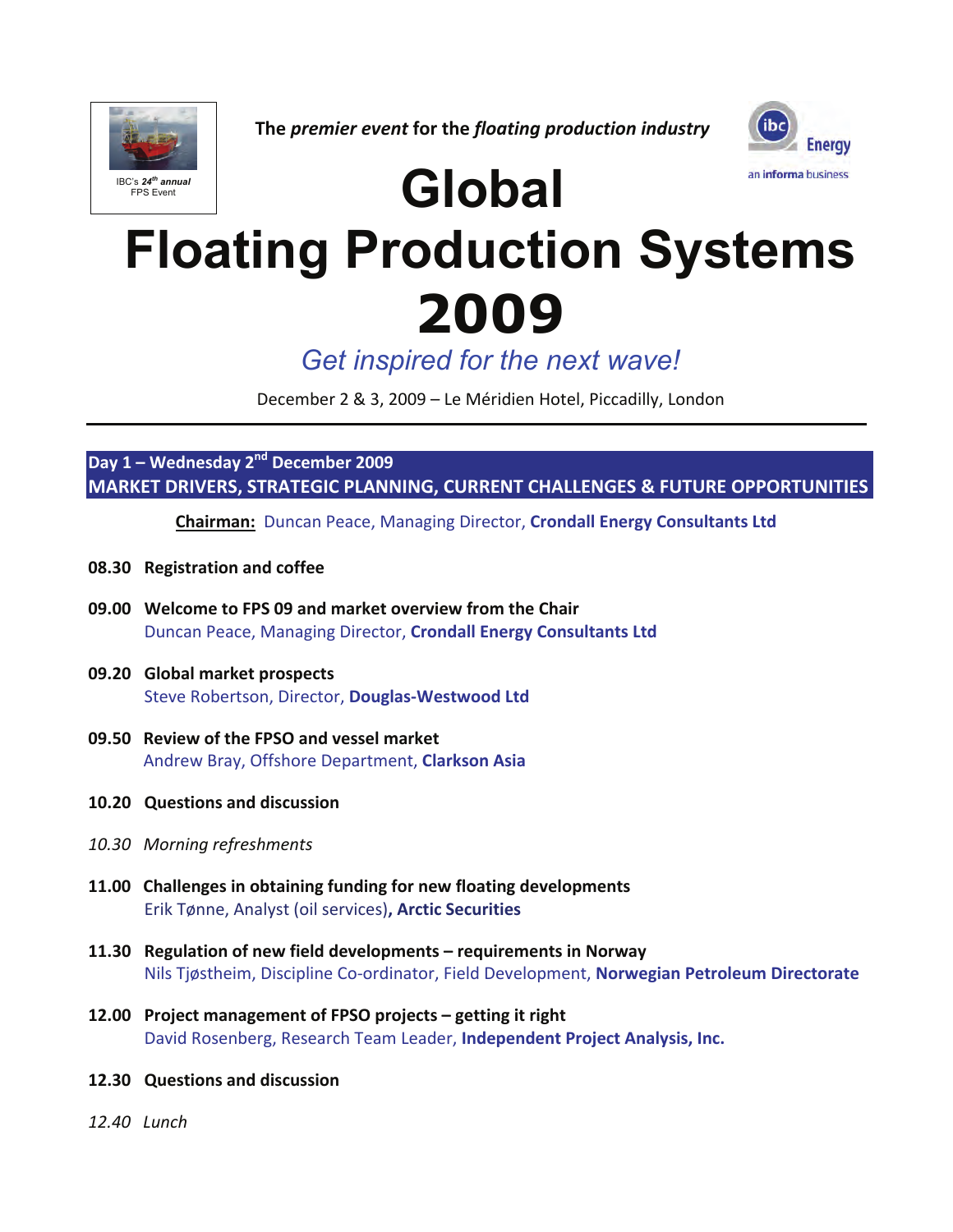IBC's 24th annual FPS Event

The *premier event* for the *floating production industry*

Energy
an informa business

# Global Floating Production Systems 2009

*Get inspired for the next wave!*

December 2 & 3, 2009 – Le Méridien Hotel, Piccadilly, London

## Day 1 – Wednesday 2nd December 2009
## MARKET DRIVERS, STRATEGIC PLANNING, CURRENT CHALLENGES & FUTURE OPPORTUNITIES

**Chairman:** Duncan Peace, Managing Director, **Crondall Energy Consultants Ltd**

**08.30 Registration and coffee**

**09.00 Welcome to FPS 09 and market overview from the Chair**
Duncan Peace, Managing Director, **Crondall Energy Consultants Ltd**

**09.20 Global market prospects**
Steve Robertson, Director, **Douglas-Westwood Ltd**

**09.50 Review of the FPSO and vessel market**
Andrew Bray, Offshore Department, **Clarkson Asia**

**10.20 Questions and discussion**

*10.30 Morning refreshments*

**11.00 Challenges in obtaining funding for new floating developments**
Erik Tønne, Analyst (oil services)**, Arctic Securities**

**11.30 Regulation of new field developments – requirements in Norway**
Nils Tjøstheim, Discipline Co-ordinator, Field Development, **Norwegian Petroleum Directorate**

**12.00 Project management of FPSO projects – getting it right**
David Rosenberg, Research Team Leader, **Independent Project Analysis, Inc.**

**12.30 Questions and discussion**

*12.40 Lunch*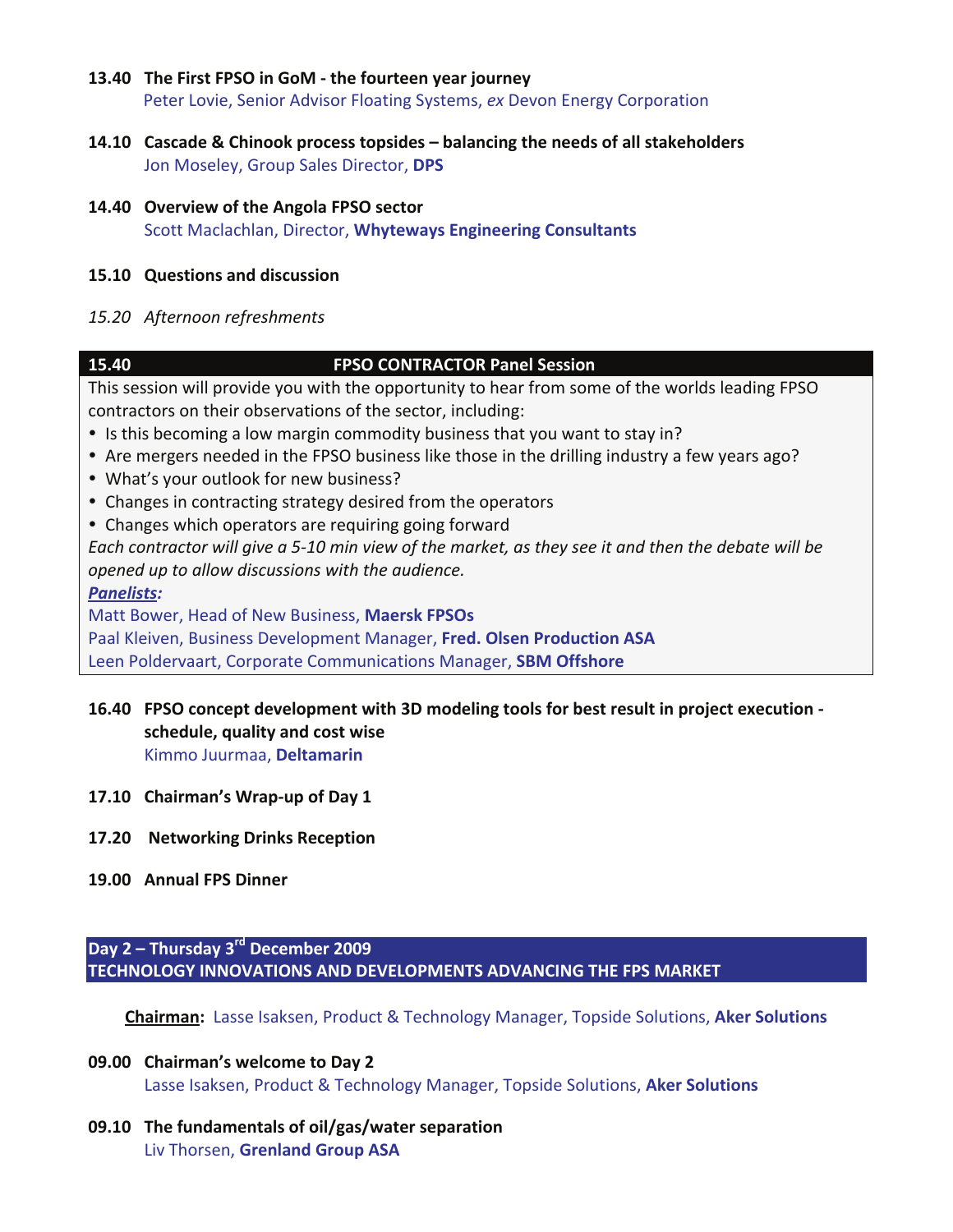**13.40 The First FPSO in GoM - the fourteen year journey**
Peter Lovie, Senior Advisor Floating Systems, *ex* Devon Energy Corporation

**14.10 Cascade & Chinook process topsides – balancing the needs of all stakeholders**
Jon Moseley, Group Sales Director, **DPS**

**14.40 Overview of the Angola FPSO sector**
Scott Maclachlan, Director, **Whyteways Engineering Consultants**

**15.10 Questions and discussion**

*15.20 Afternoon refreshments*

**15.40 FPSO CONTRACTOR Panel Session**

This session will provide you with the opportunity to hear from some of the worlds leading FPSO contractors on their observations of the sector, including:

- Is this becoming a low margin commodity business that you want to stay in?
- Are mergers needed in the FPSO business like those in the drilling industry a few years ago?
- What's your outlook for new business?
- Changes in contracting strategy desired from the operators
- Changes which operators are requiring going forward

*Each contractor will give a 5-10 min view of the market, as they see it and then the debate will be opened up to allow discussions with the audience.*

***Panelists:***

Matt Bower, Head of New Business, **Maersk FPSOs**
Paal Kleiven, Business Development Manager, **Fred. Olsen Production ASA**
Leen Poldervaart, Corporate Communications Manager, **SBM Offshore**

**16.40 FPSO concept development with 3D modeling tools for best result in project execution - schedule, quality and cost wise**
Kimmo Juurmaa, **Deltamarin**

**17.10 Chairman's Wrap-up of Day 1**

**17.20 Networking Drinks Reception**

**19.00 Annual FPS Dinner**

## Day 2 – Thursday 3rd December 2009
## TECHNOLOGY INNOVATIONS AND DEVELOPMENTS ADVANCING THE FPS MARKET

**Chairman:** Lasse Isaksen, Product & Technology Manager, Topside Solutions, **Aker Solutions**

**09.00 Chairman's welcome to Day 2**
Lasse Isaksen, Product & Technology Manager, Topside Solutions, **Aker Solutions**

**09.10 The fundamentals of oil/gas/water separation**
Liv Thorsen, **Grenland Group ASA**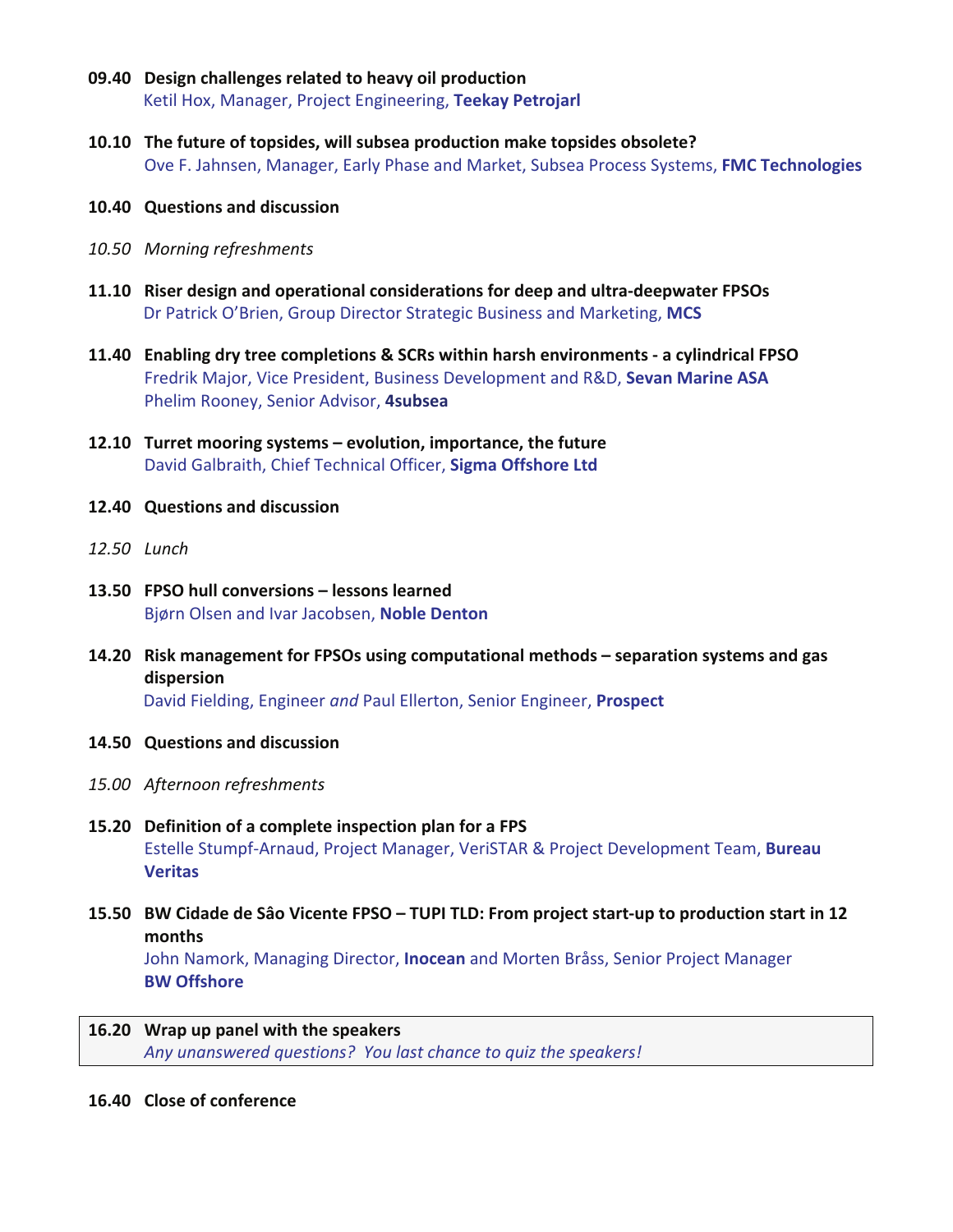**09.40 Design challenges related to heavy oil production**
Ketil Hox, Manager, Project Engineering, **Teekay Petrojarl**

**10.10 The future of topsides, will subsea production make topsides obsolete?**
Ove F. Jahnsen, Manager, Early Phase and Market, Subsea Process Systems, **FMC Technologies**

**10.40 Questions and discussion**

*10.50 Morning refreshments*

**11.10 Riser design and operational considerations for deep and ultra-deepwater FPSOs**
Dr Patrick O'Brien, Group Director Strategic Business and Marketing, **MCS**

**11.40 Enabling dry tree completions & SCRs within harsh environments - a cylindrical FPSO**
Fredrik Major, Vice President, Business Development and R&D, **Sevan Marine ASA**
Phelim Rooney, Senior Advisor, **4subsea**

**12.10 Turret mooring systems – evolution, importance, the future**
David Galbraith, Chief Technical Officer, **Sigma Offshore Ltd**

**12.40 Questions and discussion**

*12.50 Lunch*

**13.50 FPSO hull conversions – lessons learned**
Bjørn Olsen and Ivar Jacobsen, **Noble Denton**

**14.20 Risk management for FPSOs using computational methods – separation systems and gas dispersion**
David Fielding, Engineer *and* Paul Ellerton, Senior Engineer, **Prospect**

**14.50 Questions and discussion**

*15.00 Afternoon refreshments*

**15.20 Definition of a complete inspection plan for a FPS**
Estelle Stumpf-Arnaud, Project Manager, VeriSTAR & Project Development Team, **Bureau Veritas**

**15.50 BW Cidade de Sâo Vicente FPSO – TUPI TLD: From project start-up to production start in 12 months**
John Namork, Managing Director, **Inocean** and Morten Bråss, Senior Project Manager **BW Offshore**

**16.20 Wrap up panel with the speakers**
*Any unanswered questions? You last chance to quiz the speakers!*

**16.40 Close of conference**